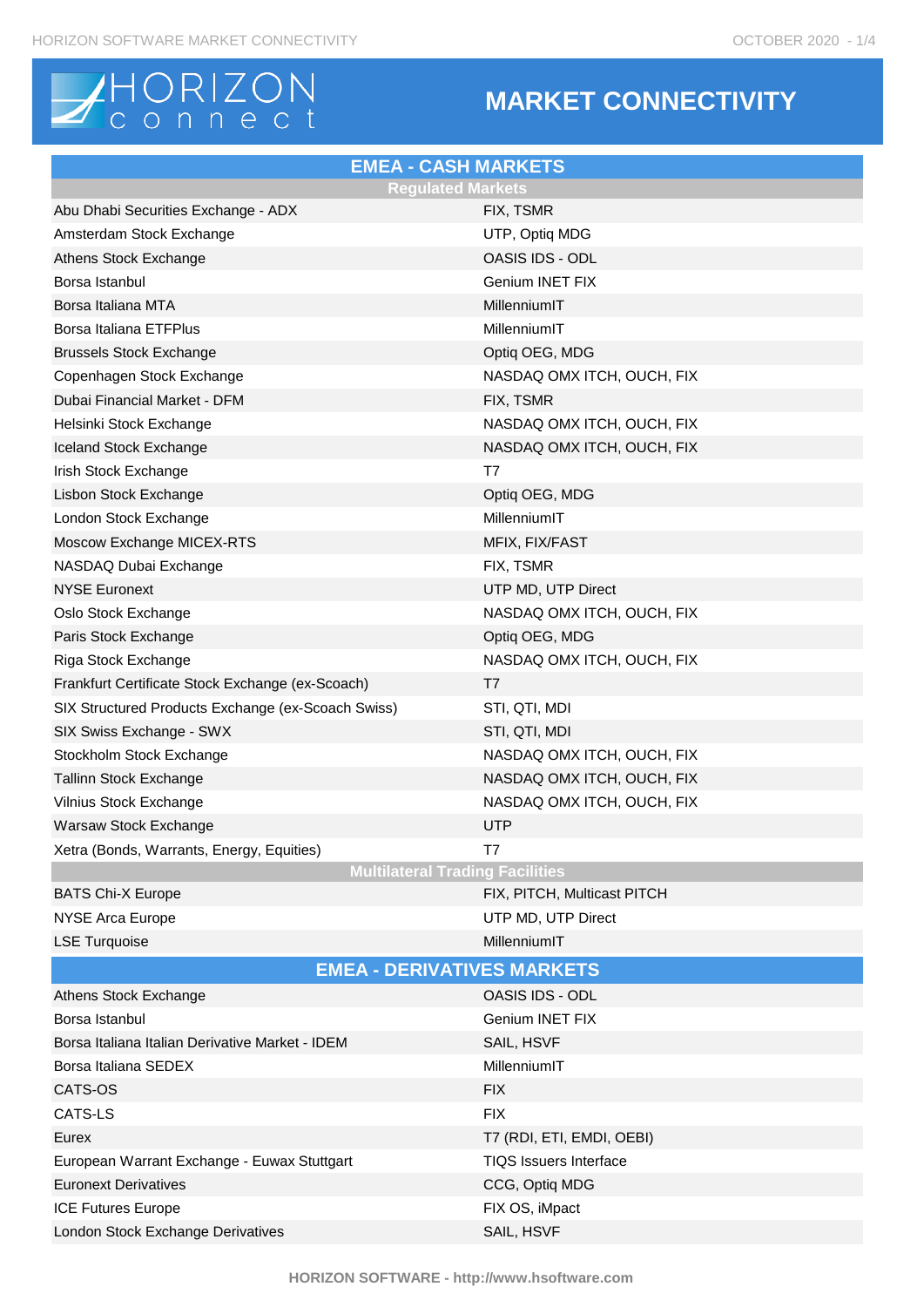# HORIZON connect

# MARKET CONNECTIVITY

## EMEA - CASH MARKETS

| | |
|---|---|
| **Regulated Markets** | |
| Abu Dhabi Securities Exchange - ADX | FIX, TSMR |
| Amsterdam Stock Exchange | UTP, Optiq MDG |
| Athens Stock Exchange | OASIS IDS - ODL |
| Borsa Istanbul | Genium INET FIX |
| Borsa Italiana MTA | MillenniumIT |
| Borsa Italiana ETFPlus | MillenniumIT |
| Brussels Stock Exchange | Optiq OEG, MDG |
| Copenhagen Stock Exchange | NASDAQ OMX ITCH, OUCH, FIX |
| Dubai Financial Market - DFM | FIX, TSMR |
| Helsinki Stock Exchange | NASDAQ OMX ITCH, OUCH, FIX |
| Iceland Stock Exchange | NASDAQ OMX ITCH, OUCH, FIX |
| Irish Stock Exchange | T7 |
| Lisbon Stock Exchange | Optiq OEG, MDG |
| London Stock Exchange | MillenniumIT |
| Moscow Exchange MICEX-RTS | MFIX, FIX/FAST |
| NASDAQ Dubai Exchange | FIX, TSMR |
| NYSE Euronext | UTP MD, UTP Direct |
| Oslo Stock Exchange | NASDAQ OMX ITCH, OUCH, FIX |
| Paris Stock Exchange | Optiq OEG, MDG |
| Riga Stock Exchange | NASDAQ OMX ITCH, OUCH, FIX |
| Frankfurt Certificate Stock Exchange (ex-Scoach) | T7 |
| SIX Structured Products Exchange (ex-Scoach Swiss) | STI, QTI, MDI |
| SIX Swiss Exchange - SWX | STI, QTI, MDI |
| Stockholm Stock Exchange | NASDAQ OMX ITCH, OUCH, FIX |
| Tallinn Stock Exchange | NASDAQ OMX ITCH, OUCH, FIX |
| Vilnius Stock Exchange | NASDAQ OMX ITCH, OUCH, FIX |
| Warsaw Stock Exchange | UTP |
| Xetra (Bonds, Warrants, Energy, Equities) | T7 |
| **Multilateral Trading Facilities** | |
| BATS Chi-X Europe | FIX, PITCH, Multicast PITCH |
| NYSE Arca Europe | UTP MD, UTP Direct |
| LSE Turquoise | MillenniumIT |

## EMEA - DERIVATIVES MARKETS

| | |
|---|---|
| Athens Stock Exchange | OASIS IDS - ODL |
| Borsa Istanbul | Genium INET FIX |
| Borsa Italiana Italian Derivative Market - IDEM | SAIL, HSVF |
| Borsa Italiana SEDEX | MillenniumIT |
| CATS-OS | FIX |
| CATS-LS | FIX |
| Eurex | T7 (RDI, ETI, EMDI, OEBI) |
| European Warrant Exchange - Euwax Stuttgart | TIQS Issuers Interface |
| Euronext Derivatives | CCG, Optiq MDG |
| ICE Futures Europe | FIX OS, iMpact |
| London Stock Exchange Derivatives | SAIL, HSVF |

HORIZON SOFTWARE - http://www.hsoftware.com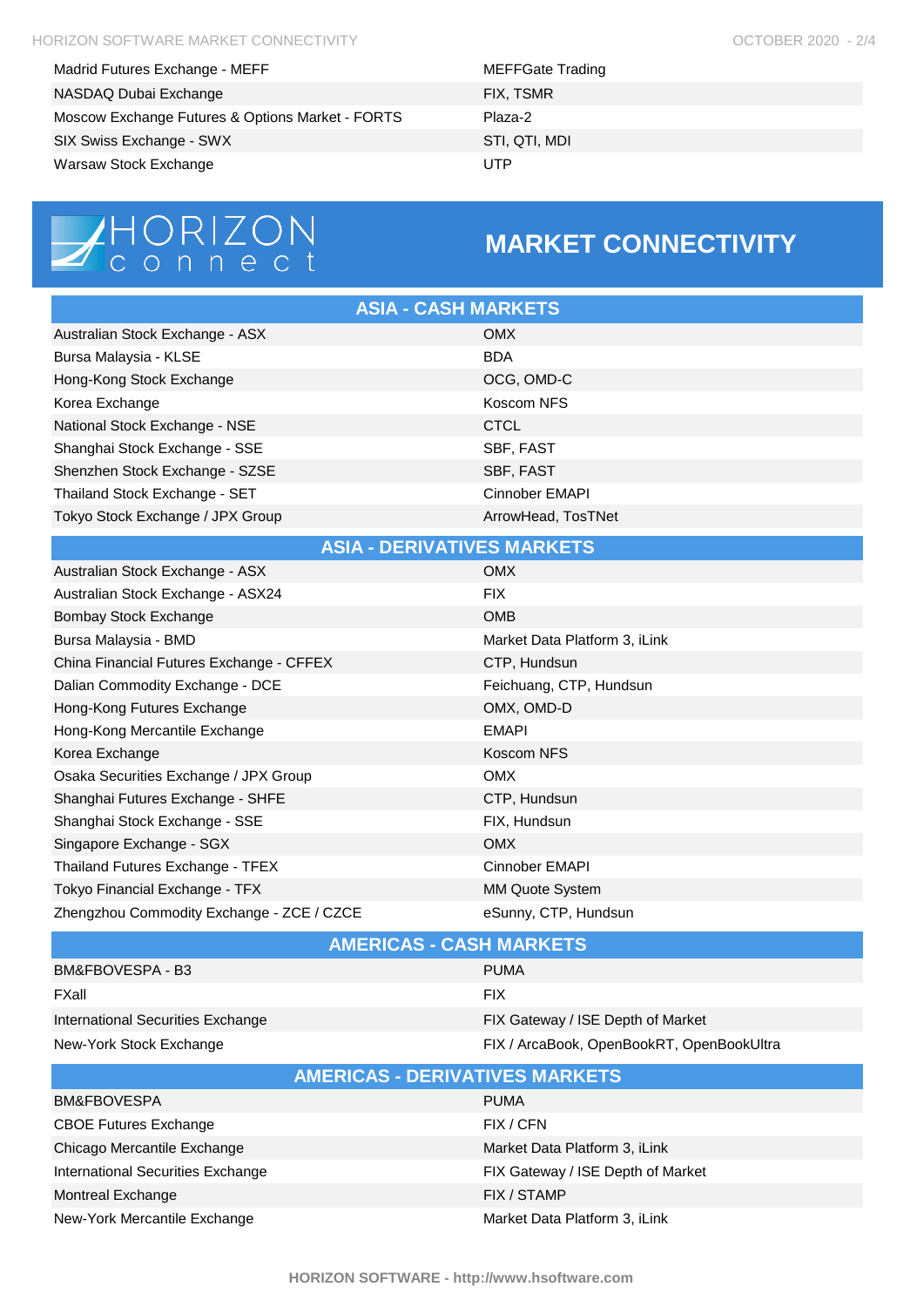| | |
|---|---|
| Madrid Futures Exchange - MEFF | MEFFGate Trading |
| NASDAQ Dubai Exchange | FIX, TSMR |
| Moscow Exchange Futures & Options Market - FORTS | Plaza-2 |
| SIX Swiss Exchange - SWX | STI, QTI, MDI |
| Warsaw Stock Exchange | UTP |

# HORIZON connect — MARKET CONNECTIVITY

## ASIA - CASH MARKETS

| | |
|---|---|
| Australian Stock Exchange - ASX | OMX |
| Bursa Malaysia - KLSE | BDA |
| Hong-Kong Stock Exchange | OCG, OMD-C |
| Korea Exchange | Koscom NFS |
| National Stock Exchange - NSE | CTCL |
| Shanghai Stock Exchange - SSE | SBF, FAST |
| Shenzhen Stock Exchange - SZSE | SBF, FAST |
| Thailand Stock Exchange - SET | Cinnober EMAPI |
| Tokyo Stock Exchange / JPX Group | ArrowHead, TosTNet |

## ASIA - DERIVATIVES MARKETS

| | |
|---|---|
| Australian Stock Exchange - ASX | OMX |
| Australian Stock Exchange - ASX24 | FIX |
| Bombay Stock Exchange | OMB |
| Bursa Malaysia - BMD | Market Data Platform 3, iLink |
| China Financial Futures Exchange - CFFEX | CTP, Hundsun |
| Dalian Commodity Exchange - DCE | Feichuang, CTP, Hundsun |
| Hong-Kong Futures Exchange | OMX, OMD-D |
| Hong-Kong Mercantile Exchange | EMAPI |
| Korea Exchange | Koscom NFS |
| Osaka Securities Exchange / JPX Group | OMX |
| Shanghai Futures Exchange - SHFE | CTP, Hundsun |
| Shanghai Stock Exchange - SSE | FIX, Hundsun |
| Singapore Exchange - SGX | OMX |
| Thailand Futures Exchange - TFEX | Cinnober EMAPI |
| Tokyo Financial Exchange - TFX | MM Quote System |
| Zhengzhou Commodity Exchange - ZCE / CZCE | eSunny, CTP, Hundsun |

## AMERICAS - CASH MARKETS

| | |
|---|---|
| BM&FBOVESPA - B3 | PUMA |
| FXall | FIX |
| International Securities Exchange | FIX Gateway / ISE Depth of Market |
| New-York Stock Exchange | FIX / ArcaBook, OpenBookRT, OpenBookUltra |

## AMERICAS - DERIVATIVES MARKETS

| | |
|---|---|
| BM&FBOVESPA | PUMA |
| CBOE Futures Exchange | FIX / CFN |
| Chicago Mercantile Exchange | Market Data Platform 3, iLink |
| International Securities Exchange | FIX Gateway / ISE Depth of Market |
| Montreal Exchange | FIX / STAMP |
| New-York Mercantile Exchange | Market Data Platform 3, iLink |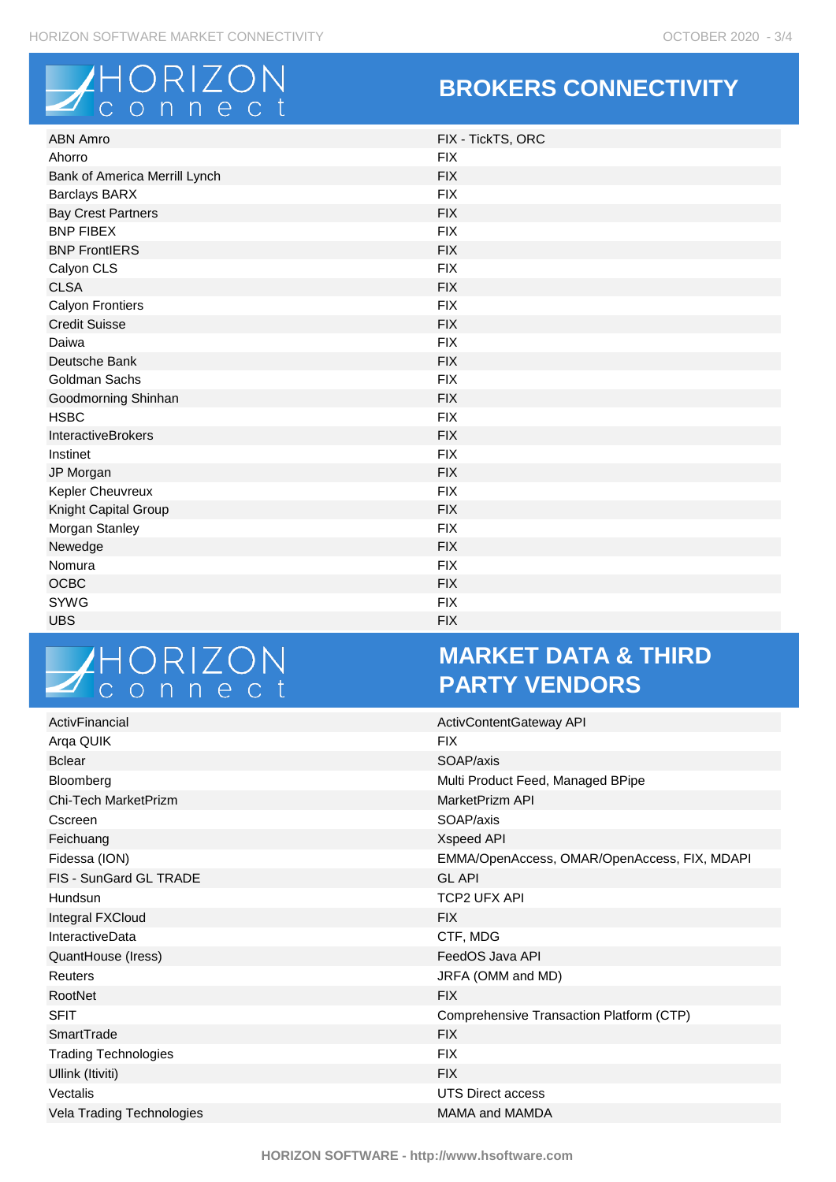HORIZON connect

## BROKERS CONNECTIVITY

| | |
|---|---|
| ABN Amro | FIX - TickTS, ORC |
| Ahorro | FIX |
| Bank of America Merrill Lynch | FIX |
| Barclays BARX | FIX |
| Bay Crest Partners | FIX |
| BNP FIBEX | FIX |
| BNP FrontlERS | FIX |
| Calyon CLS | FIX |
| CLSA | FIX |
| Calyon Frontiers | FIX |
| Credit Suisse | FIX |
| Daiwa | FIX |
| Deutsche Bank | FIX |
| Goldman Sachs | FIX |
| Goodmorning Shinhan | FIX |
| HSBC | FIX |
| InteractiveBrokers | FIX |
| Instinet | FIX |
| JP Morgan | FIX |
| Kepler Cheuvreux | FIX |
| Knight Capital Group | FIX |
| Morgan Stanley | FIX |
| Newedge | FIX |
| Nomura | FIX |
| OCBC | FIX |
| SYWG | FIX |
| UBS | FIX |

HORIZON connect

## MARKET DATA & THIRD PARTY VENDORS

| | |
|---|---|
| ActivFinancial | ActivContentGateway API |
| Arqa QUIK | FIX |
| Bclear | SOAP/axis |
| Bloomberg | Multi Product Feed, Managed BPipe |
| Chi-Tech MarketPrizm | MarketPrizm API |
| Cscreen | SOAP/axis |
| Feichuang | Xspeed API |
| Fidessa (ION) | EMMA/OpenAccess, OMAR/OpenAccess, FIX, MDAPI |
| FIS - SunGard GL TRADE | GL API |
| Hundsun | TCP2 UFX API |
| Integral FXCloud | FIX |
| InteractiveData | CTF, MDG |
| QuantHouse (Iress) | FeedOS Java API |
| Reuters | JRFA (OMM and MD) |
| RootNet | FIX |
| SFIT | Comprehensive Transaction Platform (CTP) |
| SmartTrade | FIX |
| Trading Technologies | FIX |
| Ullink (Itiviti) | FIX |
| Vectalis | UTS Direct access |
| Vela Trading Technologies | MAMA and MAMDA |

**HORIZON SOFTWARE - http://www.hsoftware.com**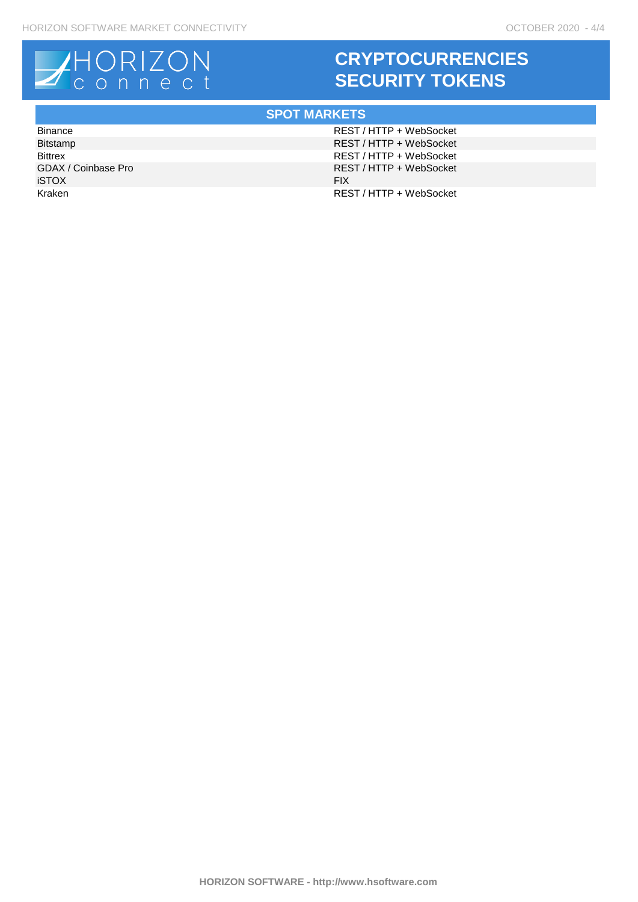HORIZON connect

# CRYPTOCURRENCIES SECURITY TOKENS

## SPOT MARKETS

| | |
|---|---|
| Binance | REST / HTTP + WebSocket |
| Bitstamp | REST / HTTP + WebSocket |
| Bittrex | REST / HTTP + WebSocket |
| GDAX / Coinbase Pro | REST / HTTP + WebSocket |
| iSTOX | FIX |
| Kraken | REST / HTTP + WebSocket |